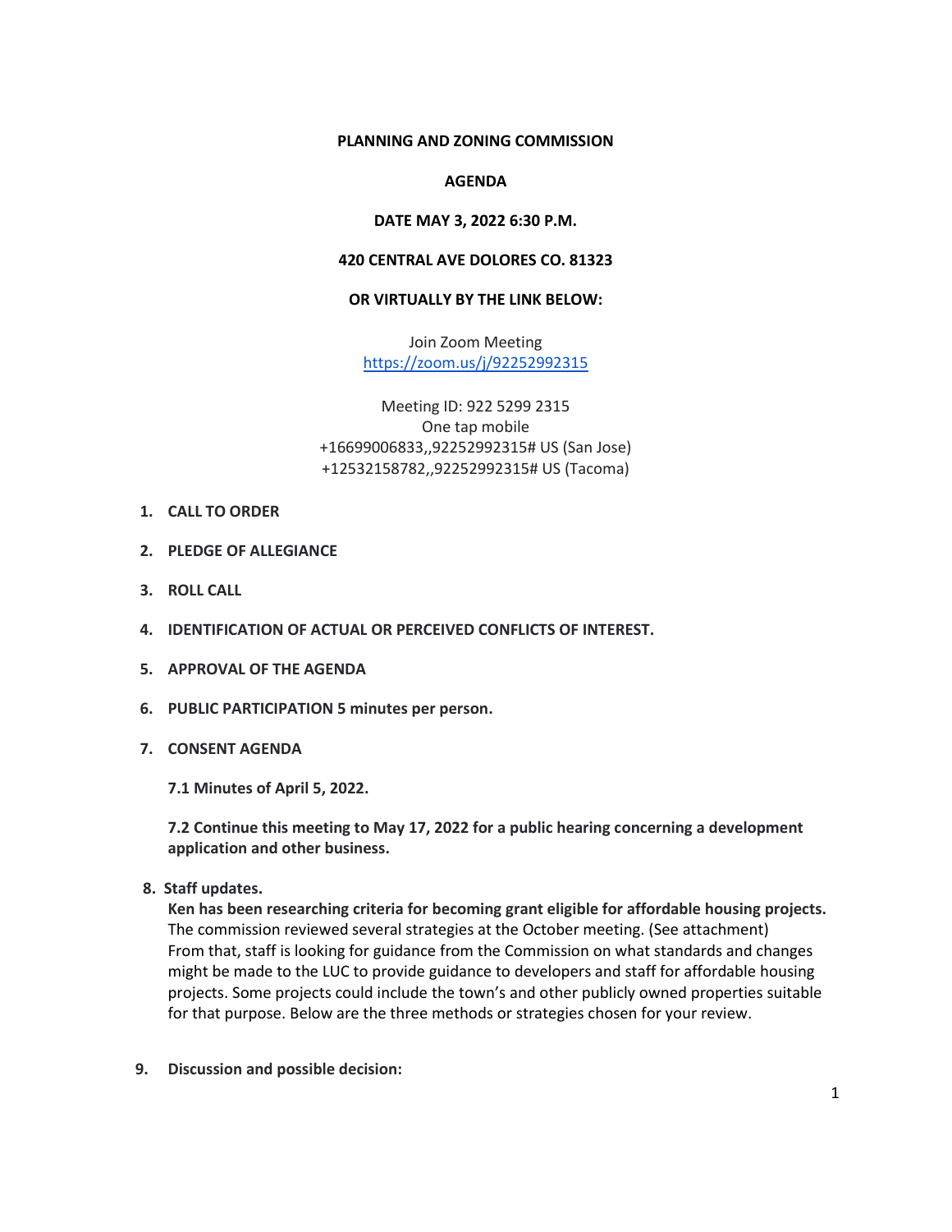**PLANNING AND ZONING COMMISSION**

**AGENDA**

**DATE MAY 3, 2022 6:30 P.M.**

**420 CENTRAL AVE DOLORES CO. 81323**

**OR VIRTUALLY BY THE LINK BELOW:**

Join Zoom Meeting
https://zoom.us/j/92252992315

Meeting ID: 922 5299 2315
One tap mobile
+16699006833,,92252992315# US (San Jose)
+12532158782,,92252992315# US (Tacoma)

1. **CALL TO ORDER**
2. **PLEDGE OF ALLEGIANCE**
3. **ROLL CALL**
4. **IDENTIFICATION OF ACTUAL OR PERCEIVED CONFLICTS OF INTEREST.**
5. **APPROVAL OF THE AGENDA**
6. **PUBLIC PARTICIPATION 5 minutes per person.**
7. **CONSENT AGENDA**

   **7.1 Minutes of April 5, 2022.**

   **7.2 Continue this meeting to May 17, 2022 for a public hearing concerning a development application and other business.**

8. **Staff updates.**
   **Ken has been researching criteria for becoming grant eligible for affordable housing projects.** The commission reviewed several strategies at the October meeting. (See attachment) From that, staff is looking for guidance from the Commission on what standards and changes might be made to the LUC to provide guidance to developers and staff for affordable housing projects. Some projects could include the town's and other publicly owned properties suitable for that purpose. Below are the three methods or strategies chosen for your review.

9. **Discussion and possible decision:**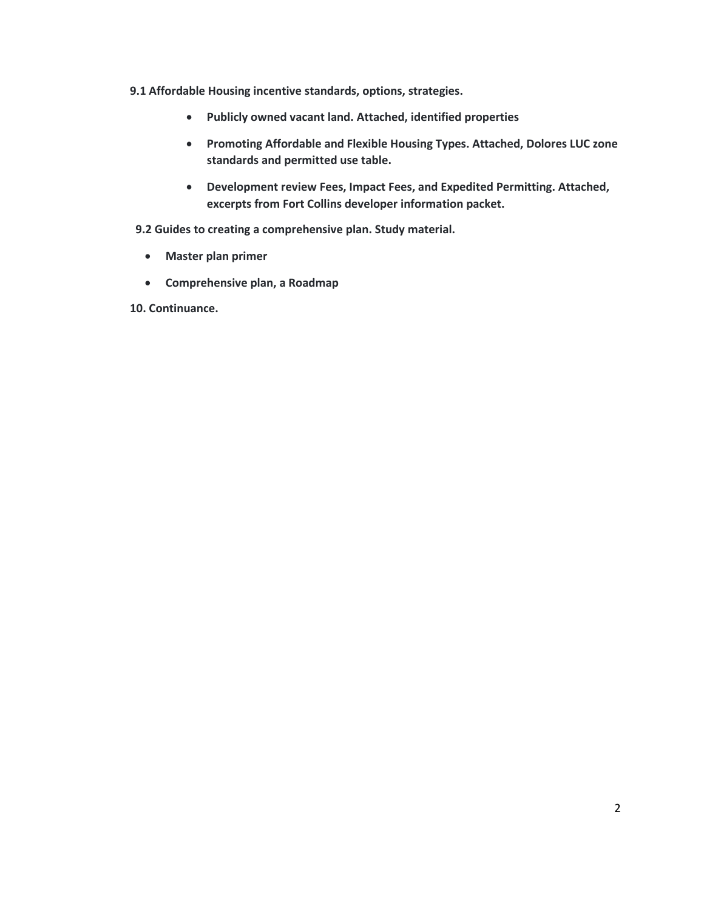**9.1 Affordable Housing incentive standards, options, strategies.**

- **Publicly owned vacant land. Attached, identified properties**
- **Promoting Affordable and Flexible Housing Types. Attached, Dolores LUC zone standards and permitted use table.**
- **Development review Fees, Impact Fees, and Expedited Permitting. Attached, excerpts from Fort Collins developer information packet.**

**9.2 Guides to creating a comprehensive plan. Study material.**

- **Master plan primer**
- **Comprehensive plan, a Roadmap**

**10. Continuance.**